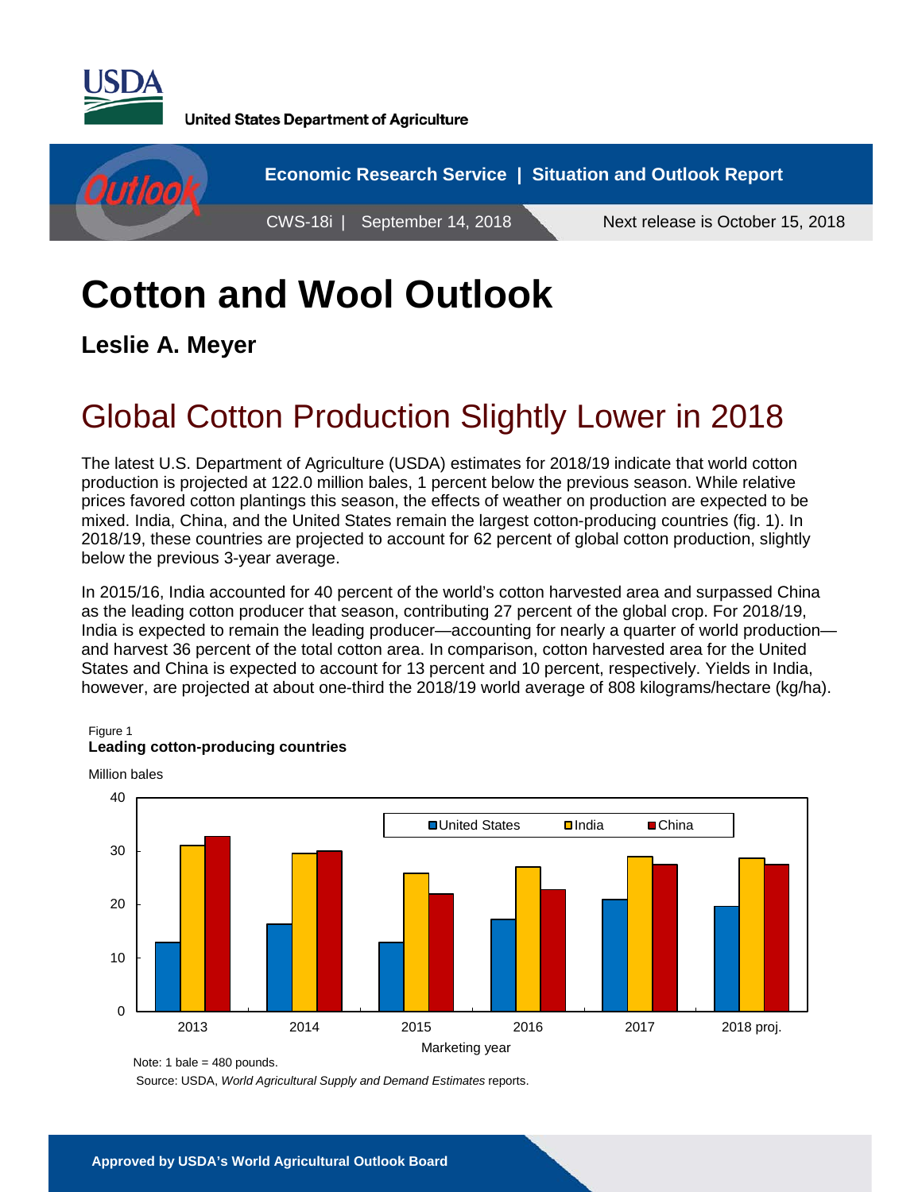United States Department of Agriculture

Economic Research Service | Situation and Outlook Report

CWS-18i | September 14, 2018

Next release is October 15, 2018

# Cotton and Wool Outlook

**Leslie A. Meyer**

## Global Cotton Production Slightly Lower in 2018

The latest U.S. Department of Agriculture (USDA) estimates for 2018/19 indicate that world cotton production is projected at 122.0 million bales, 1 percent below the previous season. While relative prices favored cotton plantings this season, the effects of weather on production are expected to be mixed. India, China, and the United States remain the largest cotton-producing countries (fig. 1). In 2018/19, these countries are projected to account for 62 percent of global cotton production, slightly below the previous 3-year average.

In 2015/16, India accounted for 40 percent of the world's cotton harvested area and surpassed China as the leading cotton producer that season, contributing 27 percent of the global crop. For 2018/19, India is expected to remain the leading producer—accounting for nearly a quarter of world production—and harvest 36 percent of the total cotton area. In comparison, cotton harvested area for the United States and China is expected to account for 13 percent and 10 percent, respectively. Yields in India, however, are projected at about one-third the 2018/19 world average of 808 kilograms/hectare (kg/ha).

Figure 1
**Leading cotton-producing countries**

Million bales

Note: 1 bale = 480 pounds.

Source: USDA, *World Agricultural Supply and Demand Estimates* reports.

**Approved by USDA's World Agricultural Outlook Board**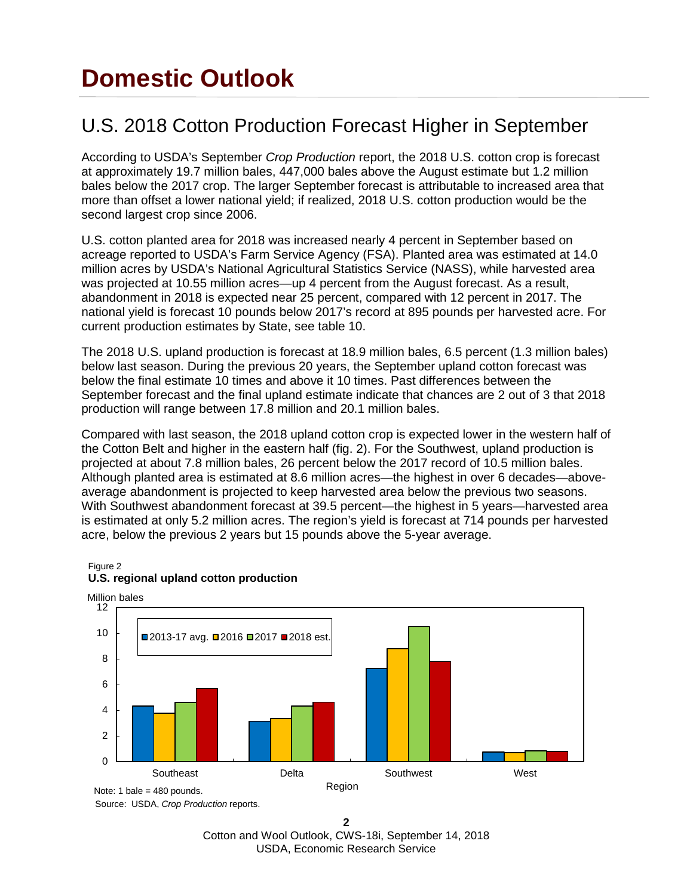# Domestic Outlook

## U.S. 2018 Cotton Production Forecast Higher in September

According to USDA's September *Crop Production* report, the 2018 U.S. cotton crop is forecast at approximately 19.7 million bales, 447,000 bales above the August estimate but 1.2 million bales below the 2017 crop. The larger September forecast is attributable to increased area that more than offset a lower national yield; if realized, 2018 U.S. cotton production would be the second largest crop since 2006.

U.S. cotton planted area for 2018 was increased nearly 4 percent in September based on acreage reported to USDA's Farm Service Agency (FSA). Planted area was estimated at 14.0 million acres by USDA's National Agricultural Statistics Service (NASS), while harvested area was projected at 10.55 million acres—up 4 percent from the August forecast. As a result, abandonment in 2018 is expected near 25 percent, compared with 12 percent in 2017. The national yield is forecast 10 pounds below 2017's record at 895 pounds per harvested acre. For current production estimates by State, see table 10.

The 2018 U.S. upland production is forecast at 18.9 million bales, 6.5 percent (1.3 million bales) below last season. During the previous 20 years, the September upland cotton forecast was below the final estimate 10 times and above it 10 times. Past differences between the September forecast and the final upland estimate indicate that chances are 2 out of 3 that 2018 production will range between 17.8 million and 20.1 million bales.

Compared with last season, the 2018 upland cotton crop is expected lower in the western half of the Cotton Belt and higher in the eastern half (fig. 2). For the Southwest, upland production is projected at about 7.8 million bales, 26 percent below the 2017 record of 10.5 million bales. Although planted area is estimated at 8.6 million acres—the highest in over 6 decades—above-average abandonment is projected to keep harvested area below the previous two seasons. With Southwest abandonment forecast at 39.5 percent—the highest in 5 years—harvested area is estimated at only 5.2 million acres. The region's yield is forecast at 714 pounds per harvested acre, below the previous 2 years but 15 pounds above the 5-year average.

Figure 2
**U.S. regional upland cotton production**

Note: 1 bale = 480 pounds.
Source: USDA, *Crop Production* reports.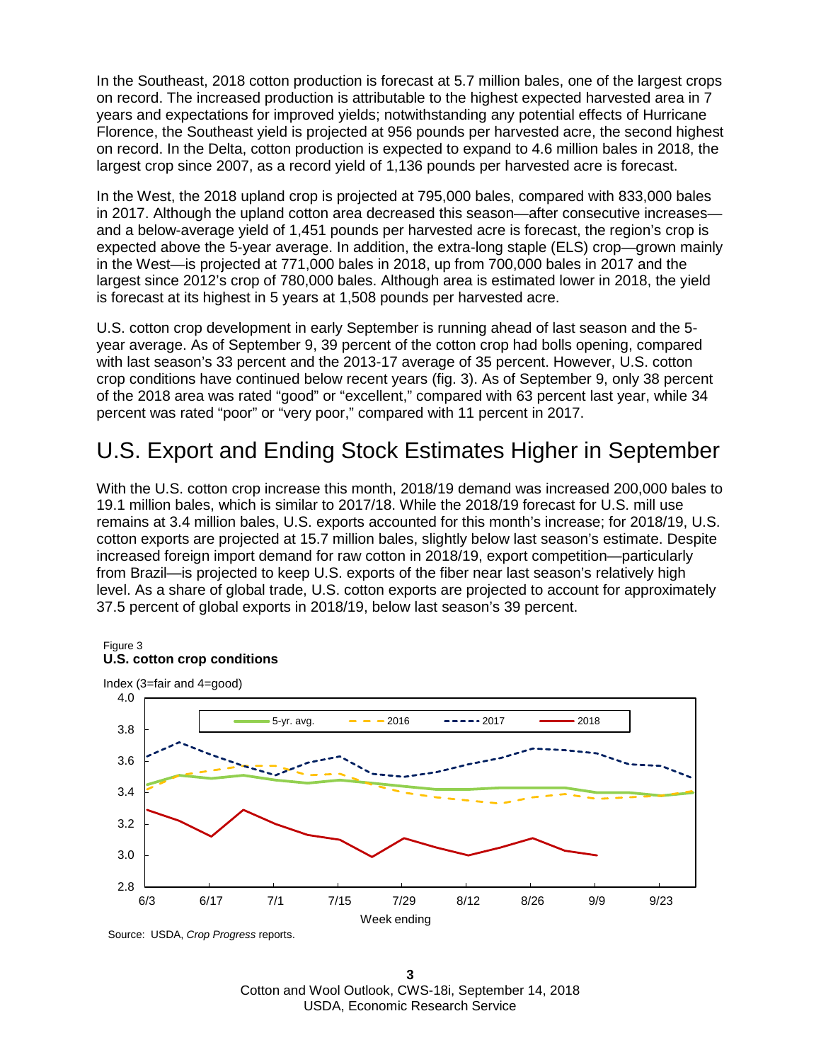In the Southeast, 2018 cotton production is forecast at 5.7 million bales, one of the largest crops on record. The increased production is attributable to the highest expected harvested area in 7 years and expectations for improved yields; notwithstanding any potential effects of Hurricane Florence, the Southeast yield is projected at 956 pounds per harvested acre, the second highest on record. In the Delta, cotton production is expected to expand to 4.6 million bales in 2018, the largest crop since 2007, as a record yield of 1,136 pounds per harvested acre is forecast.

In the West, the 2018 upland crop is projected at 795,000 bales, compared with 833,000 bales in 2017. Although the upland cotton area decreased this season—after consecutive increases—and a below-average yield of 1,451 pounds per harvested acre is forecast, the region's crop is expected above the 5-year average. In addition, the extra-long staple (ELS) crop—grown mainly in the West—is projected at 771,000 bales in 2018, up from 700,000 bales in 2017 and the largest since 2012's crop of 780,000 bales. Although area is estimated lower in 2018, the yield is forecast at its highest in 5 years at 1,508 pounds per harvested acre.

U.S. cotton crop development in early September is running ahead of last season and the 5-year average. As of September 9, 39 percent of the cotton crop had bolls opening, compared with last season's 33 percent and the 2013-17 average of 35 percent. However, U.S. cotton crop conditions have continued below recent years (fig. 3). As of September 9, only 38 percent of the 2018 area was rated "good" or "excellent," compared with 63 percent last year, while 34 percent was rated "poor" or "very poor," compared with 11 percent in 2017.

## U.S. Export and Ending Stock Estimates Higher in September

With the U.S. cotton crop increase this month, 2018/19 demand was increased 200,000 bales to 19.1 million bales, which is similar to 2017/18. While the 2018/19 forecast for U.S. mill use remains at 3.4 million bales, U.S. exports accounted for this month's increase; for 2018/19, U.S. cotton exports are projected at 15.7 million bales, slightly below last season's estimate. Despite increased foreign import demand for raw cotton in 2018/19, export competition—particularly from Brazil—is projected to keep U.S. exports of the fiber near last season's relatively high level. As a share of global trade, U.S. cotton exports are projected to account for approximately 37.5 percent of global exports in 2018/19, below last season's 39 percent.

Figure 3
**U.S. cotton crop conditions**

Source: USDA, *Crop Progress* reports.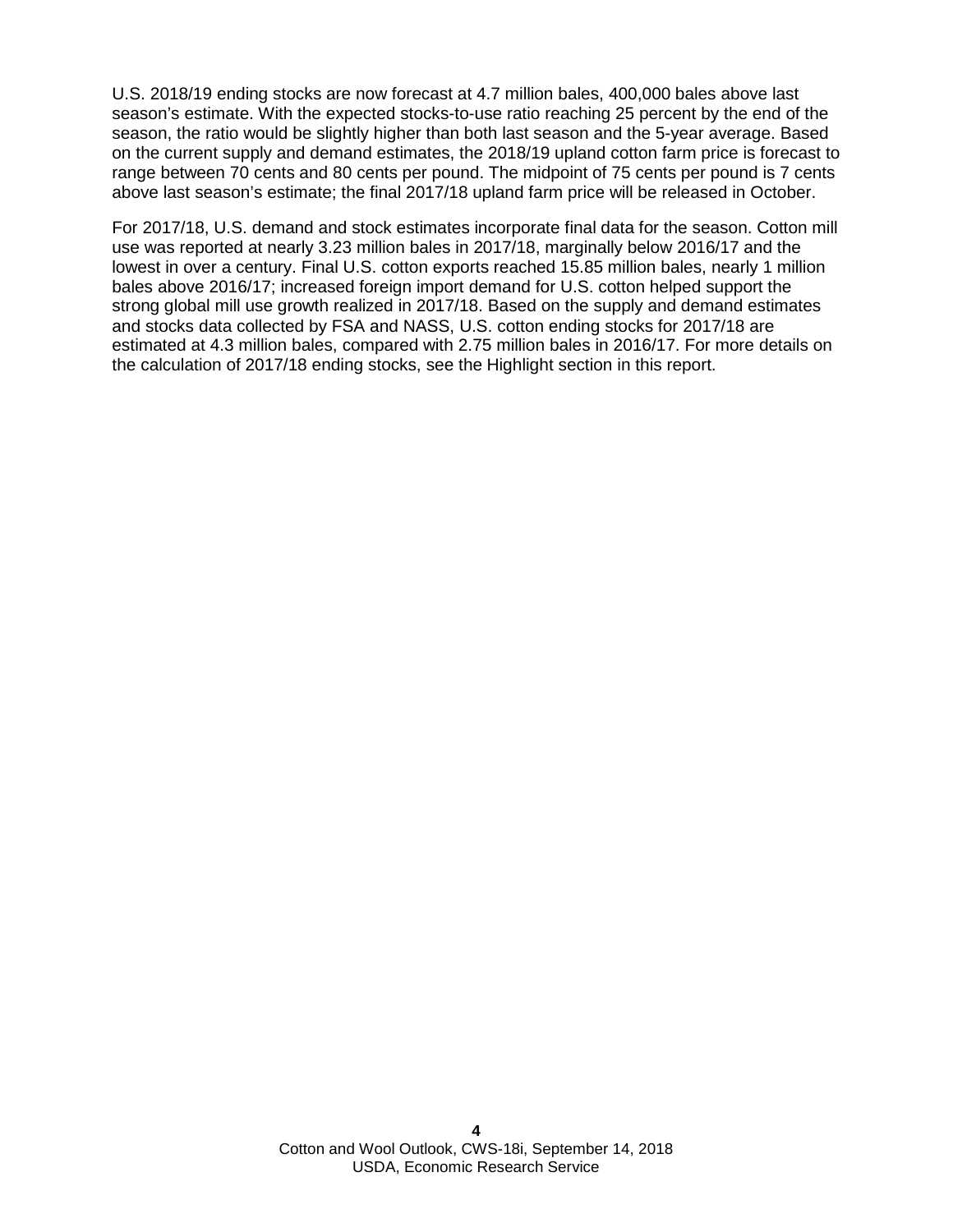U.S. 2018/19 ending stocks are now forecast at 4.7 million bales, 400,000 bales above last season's estimate. With the expected stocks-to-use ratio reaching 25 percent by the end of the season, the ratio would be slightly higher than both last season and the 5-year average. Based on the current supply and demand estimates, the 2018/19 upland cotton farm price is forecast to range between 70 cents and 80 cents per pound. The midpoint of 75 cents per pound is 7 cents above last season's estimate; the final 2017/18 upland farm price will be released in October.

For 2017/18, U.S. demand and stock estimates incorporate final data for the season. Cotton mill use was reported at nearly 3.23 million bales in 2017/18, marginally below 2016/17 and the lowest in over a century. Final U.S. cotton exports reached 15.85 million bales, nearly 1 million bales above 2016/17; increased foreign import demand for U.S. cotton helped support the strong global mill use growth realized in 2017/18. Based on the supply and demand estimates and stocks data collected by FSA and NASS, U.S. cotton ending stocks for 2017/18 are estimated at 4.3 million bales, compared with 2.75 million bales in 2016/17. For more details on the calculation of 2017/18 ending stocks, see the Highlight section in this report.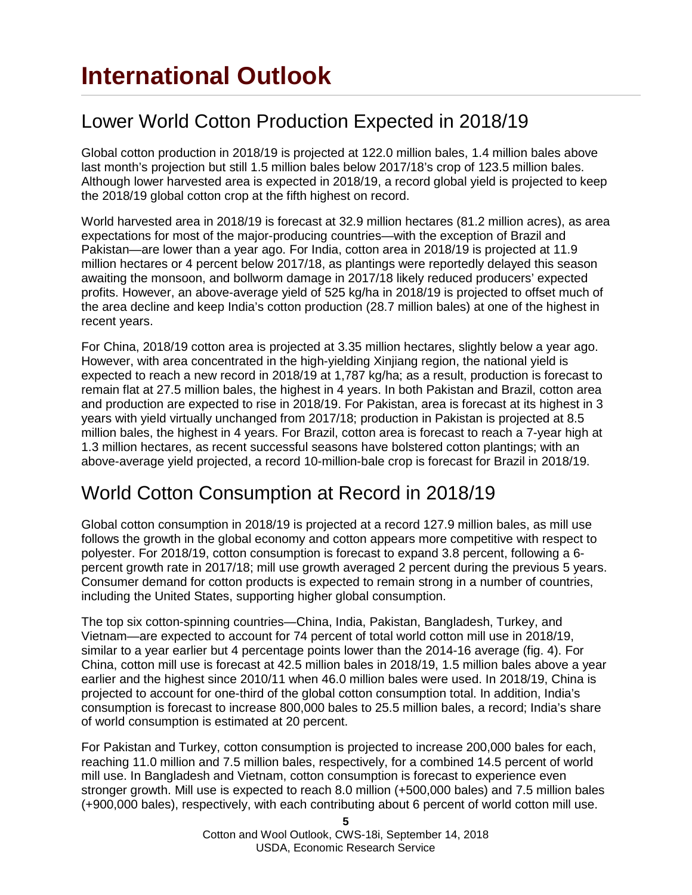# International Outlook

## Lower World Cotton Production Expected in 2018/19

Global cotton production in 2018/19 is projected at 122.0 million bales, 1.4 million bales above last month's projection but still 1.5 million bales below 2017/18's crop of 123.5 million bales. Although lower harvested area is expected in 2018/19, a record global yield is projected to keep the 2018/19 global cotton crop at the fifth highest on record.

World harvested area in 2018/19 is forecast at 32.9 million hectares (81.2 million acres), as area expectations for most of the major-producing countries—with the exception of Brazil and Pakistan—are lower than a year ago. For India, cotton area in 2018/19 is projected at 11.9 million hectares or 4 percent below 2017/18, as plantings were reportedly delayed this season awaiting the monsoon, and bollworm damage in 2017/18 likely reduced producers' expected profits. However, an above-average yield of 525 kg/ha in 2018/19 is projected to offset much of the area decline and keep India's cotton production (28.7 million bales) at one of the highest in recent years.

For China, 2018/19 cotton area is projected at 3.35 million hectares, slightly below a year ago. However, with area concentrated in the high-yielding Xinjiang region, the national yield is expected to reach a new record in 2018/19 at 1,787 kg/ha; as a result, production is forecast to remain flat at 27.5 million bales, the highest in 4 years. In both Pakistan and Brazil, cotton area and production are expected to rise in 2018/19. For Pakistan, area is forecast at its highest in 3 years with yield virtually unchanged from 2017/18; production in Pakistan is projected at 8.5 million bales, the highest in 4 years. For Brazil, cotton area is forecast to reach a 7-year high at 1.3 million hectares, as recent successful seasons have bolstered cotton plantings; with an above-average yield projected, a record 10-million-bale crop is forecast for Brazil in 2018/19.

## World Cotton Consumption at Record in 2018/19

Global cotton consumption in 2018/19 is projected at a record 127.9 million bales, as mill use follows the growth in the global economy and cotton appears more competitive with respect to polyester. For 2018/19, cotton consumption is forecast to expand 3.8 percent, following a 6-percent growth rate in 2017/18; mill use growth averaged 2 percent during the previous 5 years. Consumer demand for cotton products is expected to remain strong in a number of countries, including the United States, supporting higher global consumption.

The top six cotton-spinning countries—China, India, Pakistan, Bangladesh, Turkey, and Vietnam—are expected to account for 74 percent of total world cotton mill use in 2018/19, similar to a year earlier but 4 percentage points lower than the 2014-16 average (fig. 4). For China, cotton mill use is forecast at 42.5 million bales in 2018/19, 1.5 million bales above a year earlier and the highest since 2010/11 when 46.0 million bales were used. In 2018/19, China is projected to account for one-third of the global cotton consumption total. In addition, India's consumption is forecast to increase 800,000 bales to 25.5 million bales, a record; India's share of world consumption is estimated at 20 percent.

For Pakistan and Turkey, cotton consumption is projected to increase 200,000 bales for each, reaching 11.0 million and 7.5 million bales, respectively, for a combined 14.5 percent of world mill use. In Bangladesh and Vietnam, cotton consumption is forecast to experience even stronger growth. Mill use is expected to reach 8.0 million (+500,000 bales) and 7.5 million bales (+900,000 bales), respectively, with each contributing about 6 percent of world cotton mill use.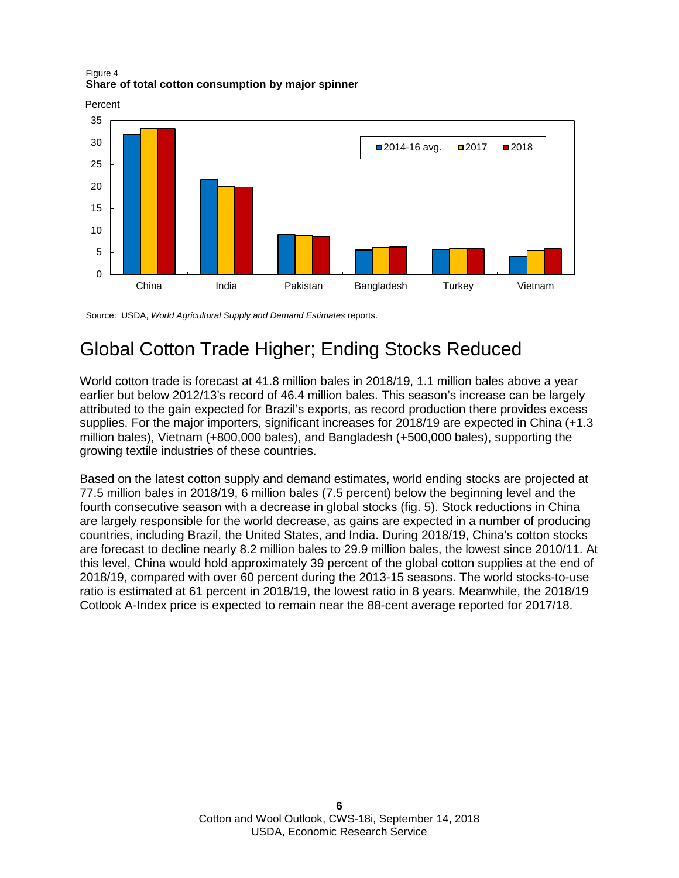Figure 4
**Share of total cotton consumption by major spinner**

Source: USDA, *World Agricultural Supply and Demand Estimates* reports.

# Global Cotton Trade Higher; Ending Stocks Reduced

World cotton trade is forecast at 41.8 million bales in 2018/19, 1.1 million bales above a year earlier but below 2012/13's record of 46.4 million bales. This season's increase can be largely attributed to the gain expected for Brazil's exports, as record production there provides excess supplies. For the major importers, significant increases for 2018/19 are expected in China (+1.3 million bales), Vietnam (+800,000 bales), and Bangladesh (+500,000 bales), supporting the growing textile industries of these countries.

Based on the latest cotton supply and demand estimates, world ending stocks are projected at 77.5 million bales in 2018/19, 6 million bales (7.5 percent) below the beginning level and the fourth consecutive season with a decrease in global stocks (fig. 5). Stock reductions in China are largely responsible for the world decrease, as gains are expected in a number of producing countries, including Brazil, the United States, and India. During 2018/19, China's cotton stocks are forecast to decline nearly 8.2 million bales to 29.9 million bales, the lowest since 2010/11. At this level, China would hold approximately 39 percent of the global cotton supplies at the end of 2018/19, compared with over 60 percent during the 2013-15 seasons. The world stocks-to-use ratio is estimated at 61 percent in 2018/19, the lowest ratio in 8 years. Meanwhile, the 2018/19 Cotlook A-Index price is expected to remain near the 88-cent average reported for 2017/18.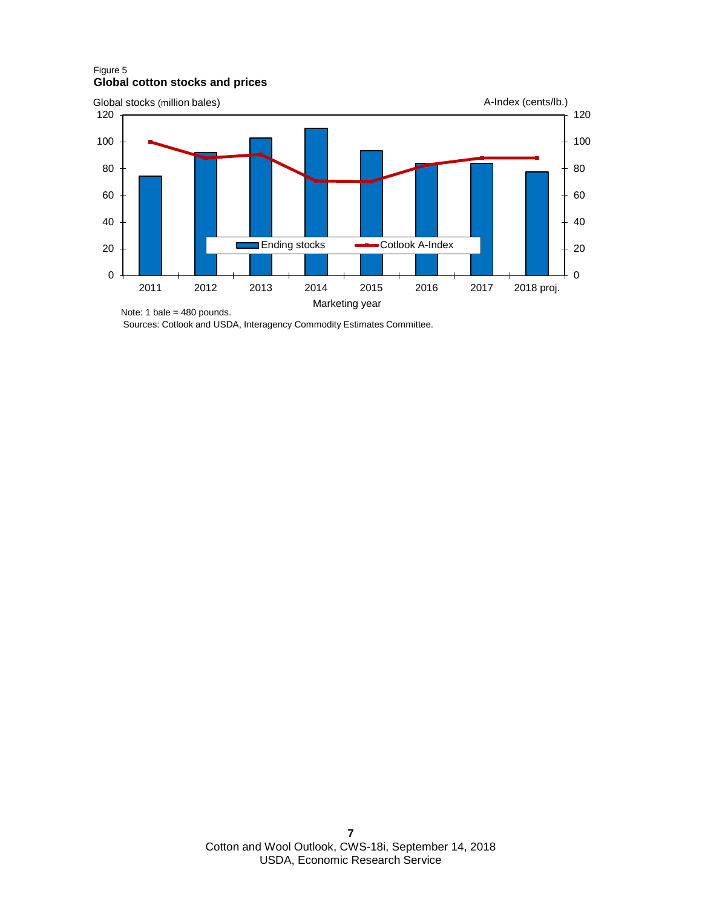Figure 5

**Global cotton stocks and prices**

Global stocks (million bales) | A-Index (cents/lb.)

Ending stocks | Cotlook A-Index

Marketing year: 2011, 2012, 2013, 2014, 2015, 2016, 2017, 2018 proj.

Note: 1 bale = 480 pounds.

Sources: Cotlook and USDA, Interagency Commodity Estimates Committee.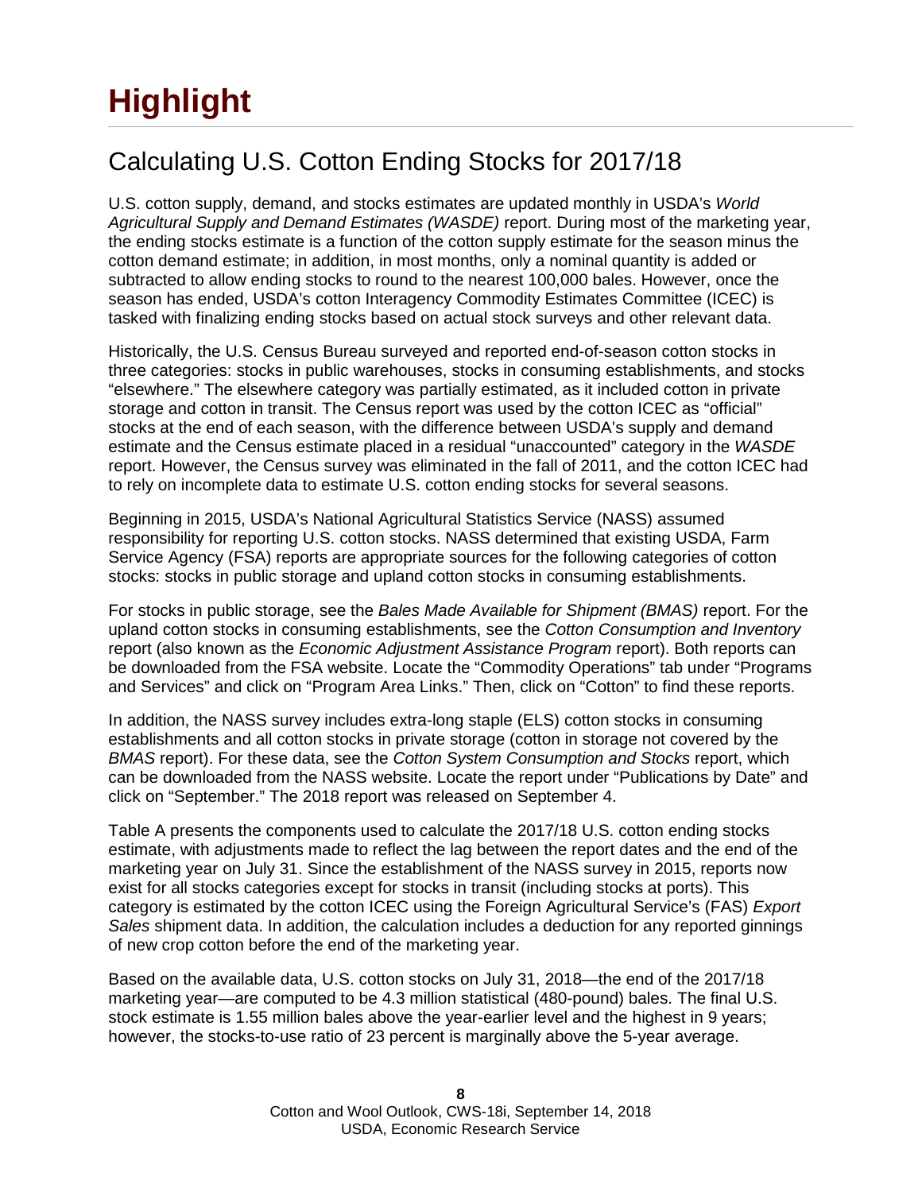# Highlight

## Calculating U.S. Cotton Ending Stocks for 2017/18

U.S. cotton supply, demand, and stocks estimates are updated monthly in USDA's *World Agricultural Supply and Demand Estimates (WASDE)* report. During most of the marketing year, the ending stocks estimate is a function of the cotton supply estimate for the season minus the cotton demand estimate; in addition, in most months, only a nominal quantity is added or subtracted to allow ending stocks to round to the nearest 100,000 bales. However, once the season has ended, USDA's cotton Interagency Commodity Estimates Committee (ICEC) is tasked with finalizing ending stocks based on actual stock surveys and other relevant data.

Historically, the U.S. Census Bureau surveyed and reported end-of-season cotton stocks in three categories: stocks in public warehouses, stocks in consuming establishments, and stocks "elsewhere." The elsewhere category was partially estimated, as it included cotton in private storage and cotton in transit. The Census report was used by the cotton ICEC as "official" stocks at the end of each season, with the difference between USDA's supply and demand estimate and the Census estimate placed in a residual "unaccounted" category in the *WASDE* report. However, the Census survey was eliminated in the fall of 2011, and the cotton ICEC had to rely on incomplete data to estimate U.S. cotton ending stocks for several seasons.

Beginning in 2015, USDA's National Agricultural Statistics Service (NASS) assumed responsibility for reporting U.S. cotton stocks. NASS determined that existing USDA, Farm Service Agency (FSA) reports are appropriate sources for the following categories of cotton stocks: stocks in public storage and upland cotton stocks in consuming establishments.

For stocks in public storage, see the *Bales Made Available for Shipment (BMAS)* report. For the upland cotton stocks in consuming establishments, see the *Cotton Consumption and Inventory* report (also known as the *Economic Adjustment Assistance Program* report). Both reports can be downloaded from the FSA website. Locate the "Commodity Operations" tab under "Programs and Services" and click on "Program Area Links." Then, click on "Cotton" to find these reports.

In addition, the NASS survey includes extra-long staple (ELS) cotton stocks in consuming establishments and all cotton stocks in private storage (cotton in storage not covered by the *BMAS* report). For these data, see the *Cotton System Consumption and Stocks* report, which can be downloaded from the NASS website. Locate the report under "Publications by Date" and click on "September." The 2018 report was released on September 4.

Table A presents the components used to calculate the 2017/18 U.S. cotton ending stocks estimate, with adjustments made to reflect the lag between the report dates and the end of the marketing year on July 31. Since the establishment of the NASS survey in 2015, reports now exist for all stocks categories except for stocks in transit (including stocks at ports). This category is estimated by the cotton ICEC using the Foreign Agricultural Service's (FAS) *Export Sales* shipment data. In addition, the calculation includes a deduction for any reported ginnings of new crop cotton before the end of the marketing year.

Based on the available data, U.S. cotton stocks on July 31, 2018—the end of the 2017/18 marketing year—are computed to be 4.3 million statistical (480-pound) bales. The final U.S. stock estimate is 1.55 million bales above the year-earlier level and the highest in 9 years; however, the stocks-to-use ratio of 23 percent is marginally above the 5-year average.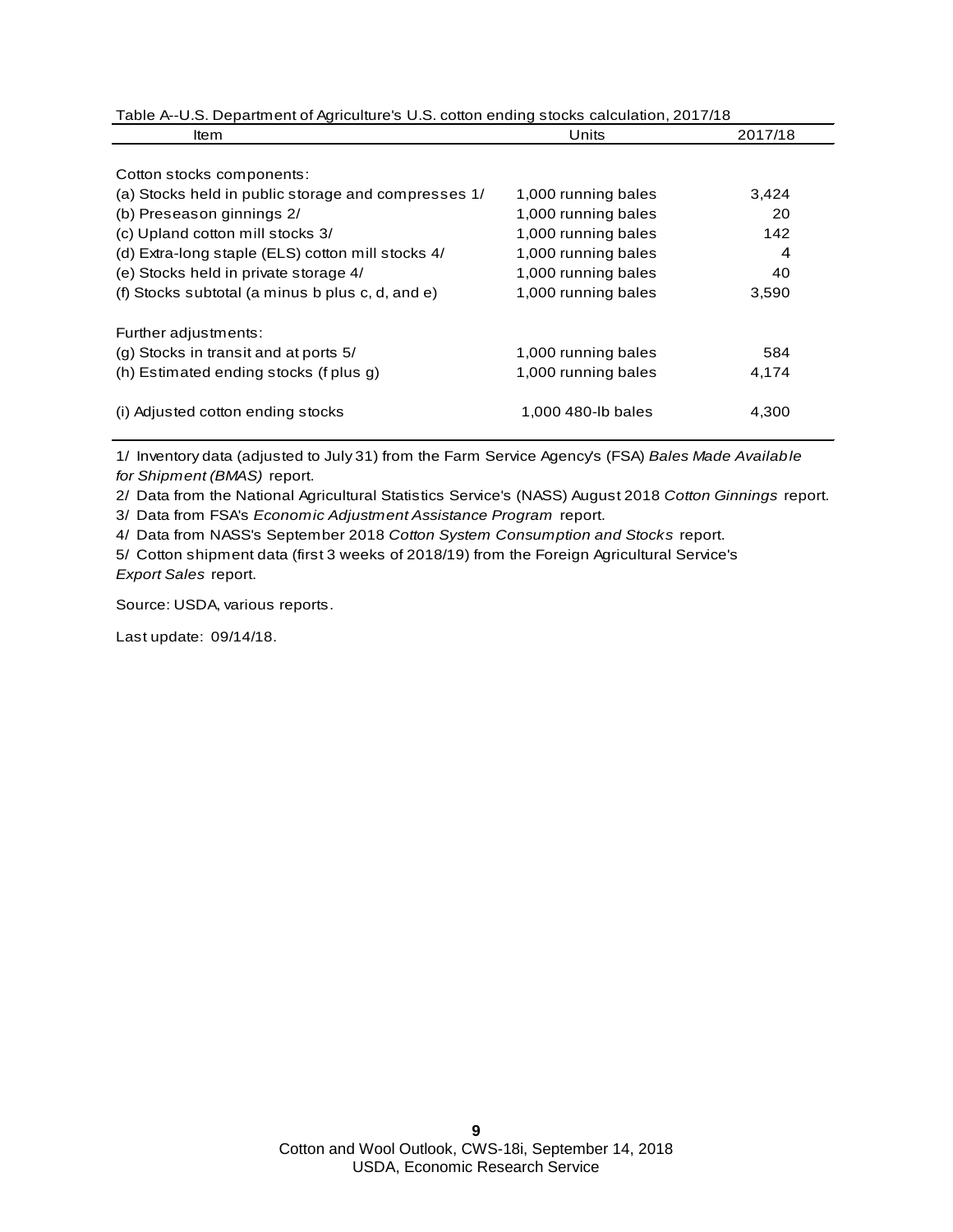Table A--U.S. Department of Agriculture's U.S. cotton ending stocks calculation, 2017/18

| Item | Units | 2017/18 |
|---|---|---|
| Cotton stocks components: | | |
| (a) Stocks held in public storage and compresses 1/ | 1,000 running bales | 3,424 |
| (b) Preseason ginnings 2/ | 1,000 running bales | 20 |
| (c) Upland cotton mill stocks 3/ | 1,000 running bales | 142 |
| (d) Extra-long staple (ELS) cotton mill stocks 4/ | 1,000 running bales | 4 |
| (e) Stocks held in private storage 4/ | 1,000 running bales | 40 |
| (f) Stocks subtotal (a minus b plus c, d, and e) | 1,000 running bales | 3,590 |
| Further adjustments: | | |
| (g) Stocks in transit and at ports 5/ | 1,000 running bales | 584 |
| (h) Estimated ending stocks (f plus g) | 1,000 running bales | 4,174 |
| (i) Adjusted cotton ending stocks | 1,000 480-lb bales | 4,300 |

1/ Inventory data (adjusted to July 31) from the Farm Service Agency's (FSA) *Bales Made Available for Shipment (BMAS)* report.

2/ Data from the National Agricultural Statistics Service's (NASS) August 2018 *Cotton Ginnings* report.

3/ Data from FSA's *Economic Adjustment Assistance Program* report.

4/ Data from NASS's September 2018 *Cotton System Consumption and Stocks* report.

5/ Cotton shipment data (first 3 weeks of 2018/19) from the Foreign Agricultural Service's *Export Sales* report.

Source: USDA, various reports.

Last update: 09/14/18.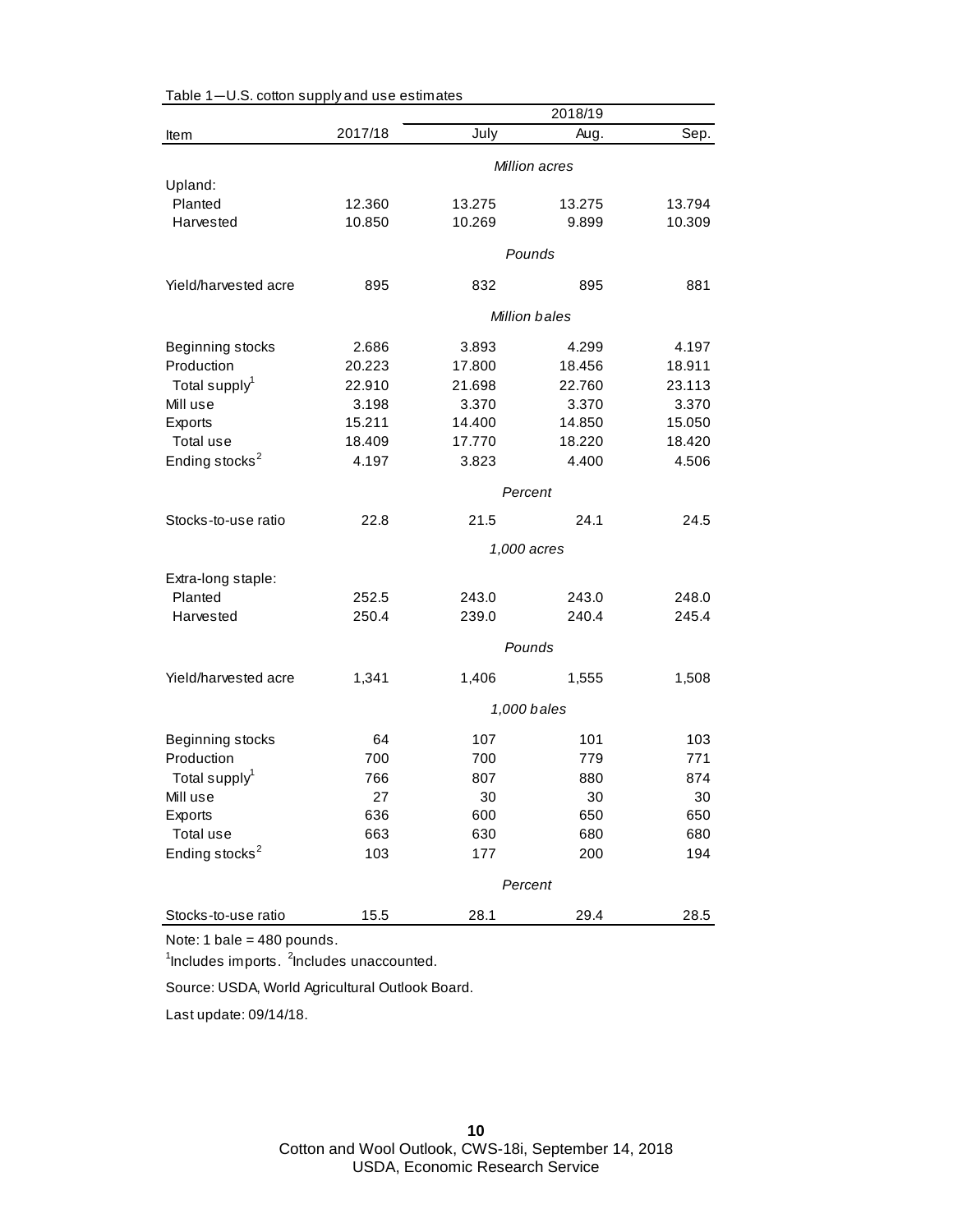Table 1—U.S. cotton supply and use estimates

| Item | 2017/18 | 2018/19 July | 2018/19 Aug. | 2018/19 Sep. |
|---|---|---|---|---|
| | | *Million acres* | | |
| Upland: | | | | |
| Planted | 12.360 | 13.275 | 13.275 | 13.794 |
| Harvested | 10.850 | 10.269 | 9.899 | 10.309 |
| | | *Pounds* | | |
| Yield/harvested acre | 895 | 832 | 895 | 881 |
| | | *Million bales* | | |
| Beginning stocks | 2.686 | 3.893 | 4.299 | 4.197 |
| Production | 20.223 | 17.800 | 18.456 | 18.911 |
| Total supply[1] | 22.910 | 21.698 | 22.760 | 23.113 |
| Mill use | 3.198 | 3.370 | 3.370 | 3.370 |
| Exports | 15.211 | 14.400 | 14.850 | 15.050 |
| Total use | 18.409 | 17.770 | 18.220 | 18.420 |
| Ending stocks[2] | 4.197 | 3.823 | 4.400 | 4.506 |
| | | *Percent* | | |
| Stocks-to-use ratio | 22.8 | 21.5 | 24.1 | 24.5 |
| | | *1,000 acres* | | |
| Extra-long staple: | | | | |
| Planted | 252.5 | 243.0 | 243.0 | 248.0 |
| Harvested | 250.4 | 239.0 | 240.4 | 245.4 |
| | | *Pounds* | | |
| Yield/harvested acre | 1,341 | 1,406 | 1,555 | 1,508 |
| | | *1,000 bales* | | |
| Beginning stocks | 64 | 107 | 101 | 103 |
| Production | 700 | 700 | 779 | 771 |
| Total supply[1] | 766 | 807 | 880 | 874 |
| Mill use | 27 | 30 | 30 | 30 |
| Exports | 636 | 600 | 650 | 650 |
| Total use | 663 | 630 | 680 | 680 |
| Ending stocks[2] | 103 | 177 | 200 | 194 |
| | | *Percent* | | |
| Stocks-to-use ratio | 15.5 | 28.1 | 29.4 | 28.5 |

Note: 1 bale = 480 pounds.

[1]Includes imports. [2]Includes unaccounted.

Source: USDA, World Agricultural Outlook Board.

Last update: 09/14/18.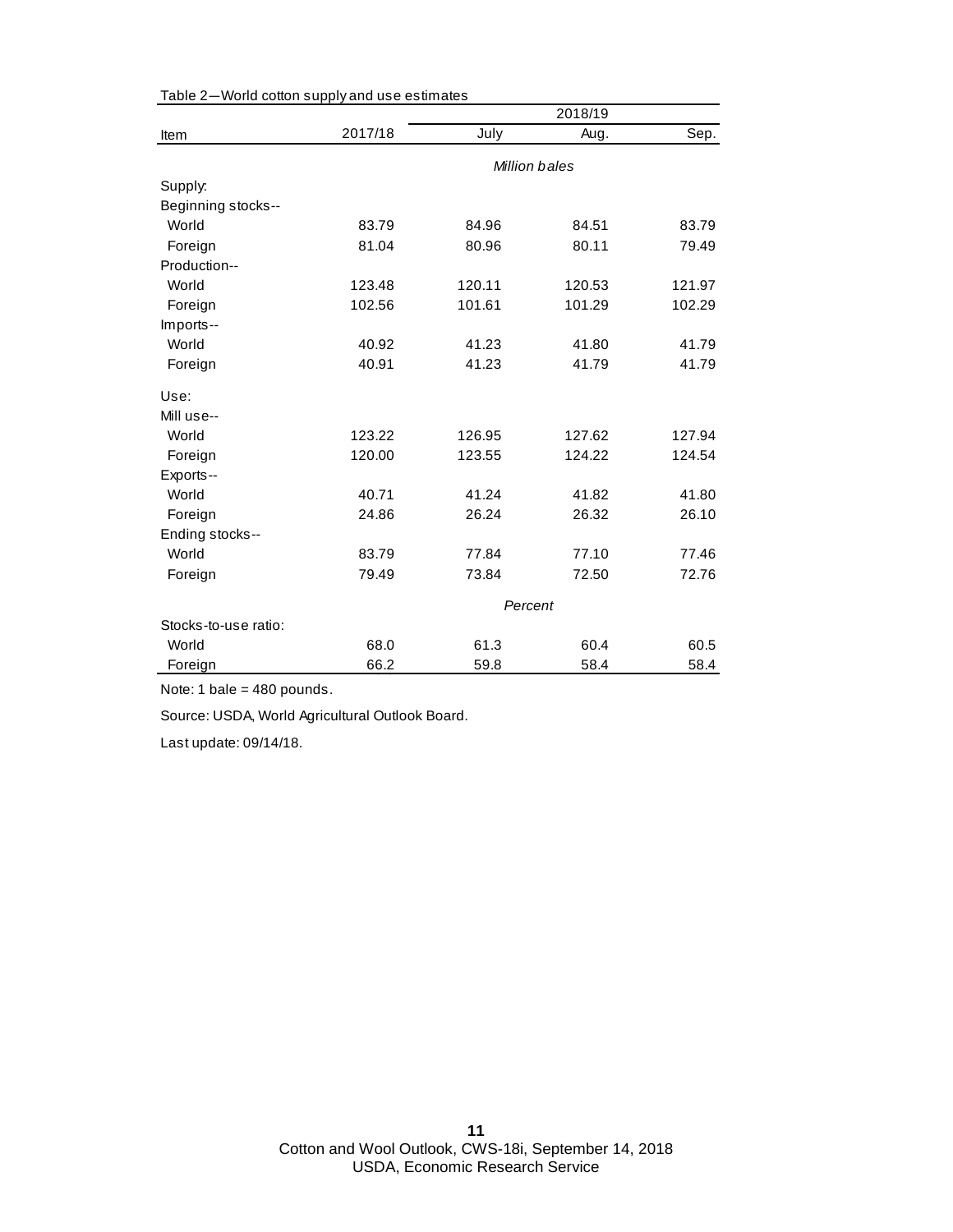Table 2—World cotton supply and use estimates

| Item | 2017/18 | 2018/19 | | |
|---|---|---|---|---|
| | | July | Aug. | Sep. |
| | | *Million bales* | | |
| Supply: | | | | |
| Beginning stocks-- | | | | |
| World | 83.79 | 84.96 | 84.51 | 83.79 |
| Foreign | 81.04 | 80.96 | 80.11 | 79.49 |
| Production-- | | | | |
| World | 123.48 | 120.11 | 120.53 | 121.97 |
| Foreign | 102.56 | 101.61 | 101.29 | 102.29 |
| Imports-- | | | | |
| World | 40.92 | 41.23 | 41.80 | 41.79 |
| Foreign | 40.91 | 41.23 | 41.79 | 41.79 |
| Use: | | | | |
| Mill use-- | | | | |
| World | 123.22 | 126.95 | 127.62 | 127.94 |
| Foreign | 120.00 | 123.55 | 124.22 | 124.54 |
| Exports-- | | | | |
| World | 40.71 | 41.24 | 41.82 | 41.80 |
| Foreign | 24.86 | 26.24 | 26.32 | 26.10 |
| Ending stocks-- | | | | |
| World | 83.79 | 77.84 | 77.10 | 77.46 |
| Foreign | 79.49 | 73.84 | 72.50 | 72.76 |
| | | *Percent* | | |
| Stocks-to-use ratio: | | | | |
| World | 68.0 | 61.3 | 60.4 | 60.5 |
| Foreign | 66.2 | 59.8 | 58.4 | 58.4 |

Note: 1 bale = 480 pounds.

Source: USDA, World Agricultural Outlook Board.

Last update: 09/14/18.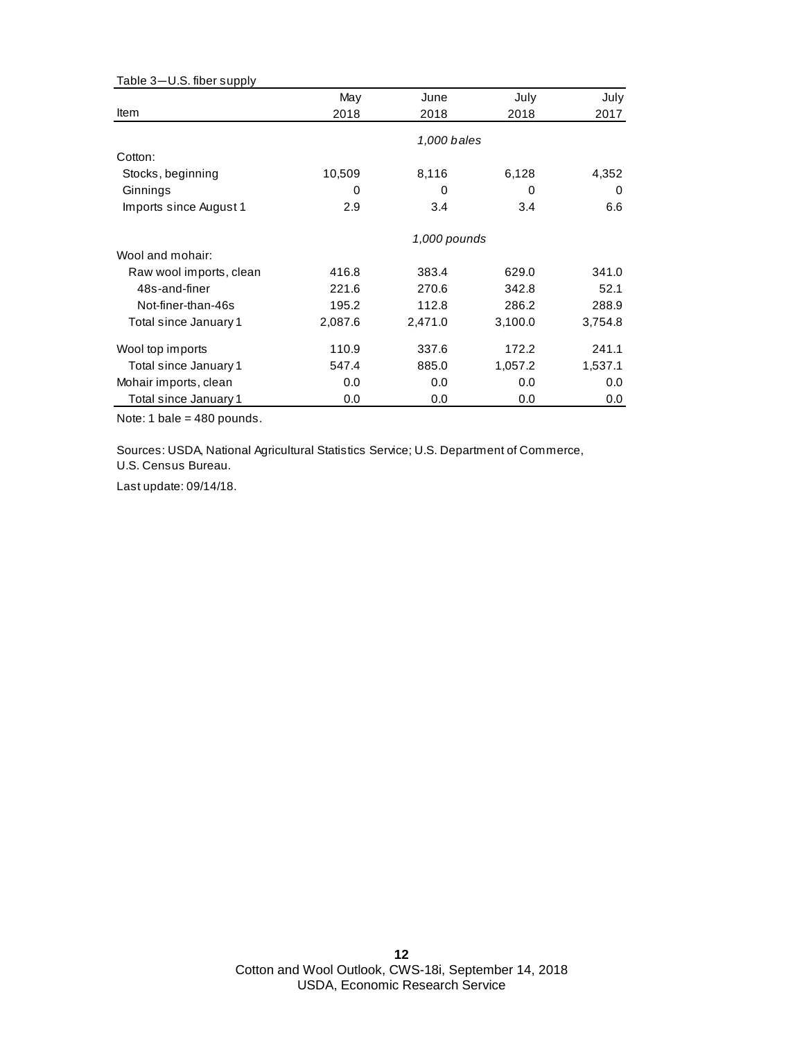Table 3—U.S. fiber supply

| Item | May 2018 | June 2018 | July 2018 | July 2017 |
|---|---|---|---|---|
| | *1,000 bales* | | | |
| Cotton: | | | | |
| Stocks, beginning | 10,509 | 8,116 | 6,128 | 4,352 |
| Ginnings | 0 | 0 | 0 | 0 |
| Imports since August 1 | 2.9 | 3.4 | 3.4 | 6.6 |
| | *1,000 pounds* | | | |
| Wool and mohair: | | | | |
| Raw wool imports, clean | 416.8 | 383.4 | 629.0 | 341.0 |
| 48s-and-finer | 221.6 | 270.6 | 342.8 | 52.1 |
| Not-finer-than-46s | 195.2 | 112.8 | 286.2 | 288.9 |
| Total since January 1 | 2,087.6 | 2,471.0 | 3,100.0 | 3,754.8 |
| Wool top imports | 110.9 | 337.6 | 172.2 | 241.1 |
| Total since January 1 | 547.4 | 885.0 | 1,057.2 | 1,537.1 |
| Mohair imports, clean | 0.0 | 0.0 | 0.0 | 0.0 |
| Total since January 1 | 0.0 | 0.0 | 0.0 | 0.0 |

Note: 1 bale = 480 pounds.

Sources: USDA, National Agricultural Statistics Service; U.S. Department of Commerce, U.S. Census Bureau.

Last update: 09/14/18.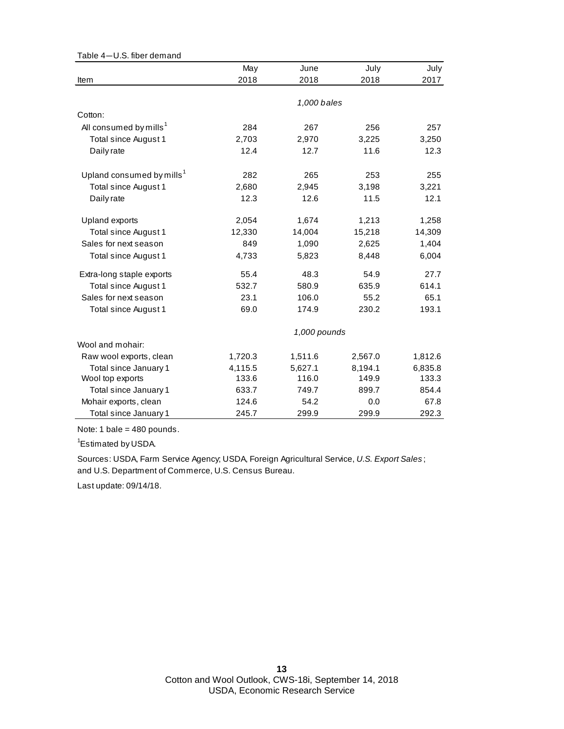Table 4—U.S. fiber demand

| Item | May 2018 | June 2018 | July 2018 | July 2017 |
|---|---|---|---|---|
| | | *1,000 bales* | | |
| Cotton: | | | | |
| All consumed by mills[1] | 284 | 267 | 256 | 257 |
| Total since August 1 | 2,703 | 2,970 | 3,225 | 3,250 |
| Daily rate | 12.4 | 12.7 | 11.6 | 12.3 |
| Upland consumed by mills[1] | 282 | 265 | 253 | 255 |
| Total since August 1 | 2,680 | 2,945 | 3,198 | 3,221 |
| Daily rate | 12.3 | 12.6 | 11.5 | 12.1 |
| Upland exports | 2,054 | 1,674 | 1,213 | 1,258 |
| Total since August 1 | 12,330 | 14,004 | 15,218 | 14,309 |
| Sales for next season | 849 | 1,090 | 2,625 | 1,404 |
| Total since August 1 | 4,733 | 5,823 | 8,448 | 6,004 |
| Extra-long staple exports | 55.4 | 48.3 | 54.9 | 27.7 |
| Total since August 1 | 532.7 | 580.9 | 635.9 | 614.1 |
| Sales for next season | 23.1 | 106.0 | 55.2 | 65.1 |
| Total since August 1 | 69.0 | 174.9 | 230.2 | 193.1 |
| | | *1,000 pounds* | | |
| Wool and mohair: | | | | |
| Raw wool exports, clean | 1,720.3 | 1,511.6 | 2,567.0 | 1,812.6 |
| Total since January 1 | 4,115.5 | 5,627.1 | 8,194.1 | 6,835.8 |
| Wool top exports | 133.6 | 116.0 | 149.9 | 133.3 |
| Total since January 1 | 633.7 | 749.7 | 899.7 | 854.4 |
| Mohair exports, clean | 124.6 | 54.2 | 0.0 | 67.8 |
| Total since January 1 | 245.7 | 299.9 | 299.9 | 292.3 |

Note: 1 bale = 480 pounds.

[1]Estimated by USDA.

Sources: USDA, Farm Service Agency; USDA, Foreign Agricultural Service, *U.S. Export Sales*; and U.S. Department of Commerce, U.S. Census Bureau.

Last update: 09/14/18.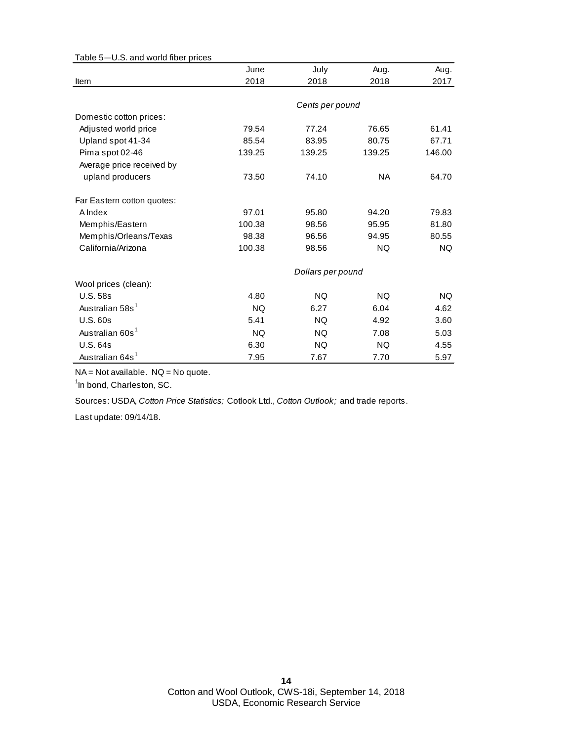Table 5—U.S. and world fiber prices

| Item | June 2018 | July 2018 | Aug. 2018 | Aug. 2017 |
|---|---|---|---|---|
| | | *Cents per pound* | | |
| Domestic cotton prices: | | | | |
| Adjusted world price | 79.54 | 77.24 | 76.65 | 61.41 |
| Upland spot 41-34 | 85.54 | 83.95 | 80.75 | 67.71 |
| Pima spot 02-46 | 139.25 | 139.25 | 139.25 | 146.00 |
| Average price received by upland producers | 73.50 | 74.10 | NA | 64.70 |
| Far Eastern cotton quotes: | | | | |
| A Index | 97.01 | 95.80 | 94.20 | 79.83 |
| Memphis/Eastern | 100.38 | 98.56 | 95.95 | 81.80 |
| Memphis/Orleans/Texas | 98.38 | 96.56 | 94.95 | 80.55 |
| California/Arizona | 100.38 | 98.56 | NQ | NQ |
| | | *Dollars per pound* | | |
| Wool prices (clean): | | | | |
| U.S. 58s | 4.80 | NQ | NQ | NQ |
| Australian 58s[1] | NQ | 6.27 | 6.04 | 4.62 |
| U.S. 60s | 5.41 | NQ | 4.92 | 3.60 |
| Australian 60s[1] | NQ | NQ | 7.08 | 5.03 |
| U.S. 64s | 6.30 | NQ | NQ | 4.55 |
| Australian 64s[1] | 7.95 | 7.67 | 7.70 | 5.97 |

NA = Not available. NQ = No quote.

[1]In bond, Charleston, SC.

Sources: USDA, *Cotton Price Statistics;* Cotlook Ltd., *Cotton Outlook;* and trade reports.

Last update: 09/14/18.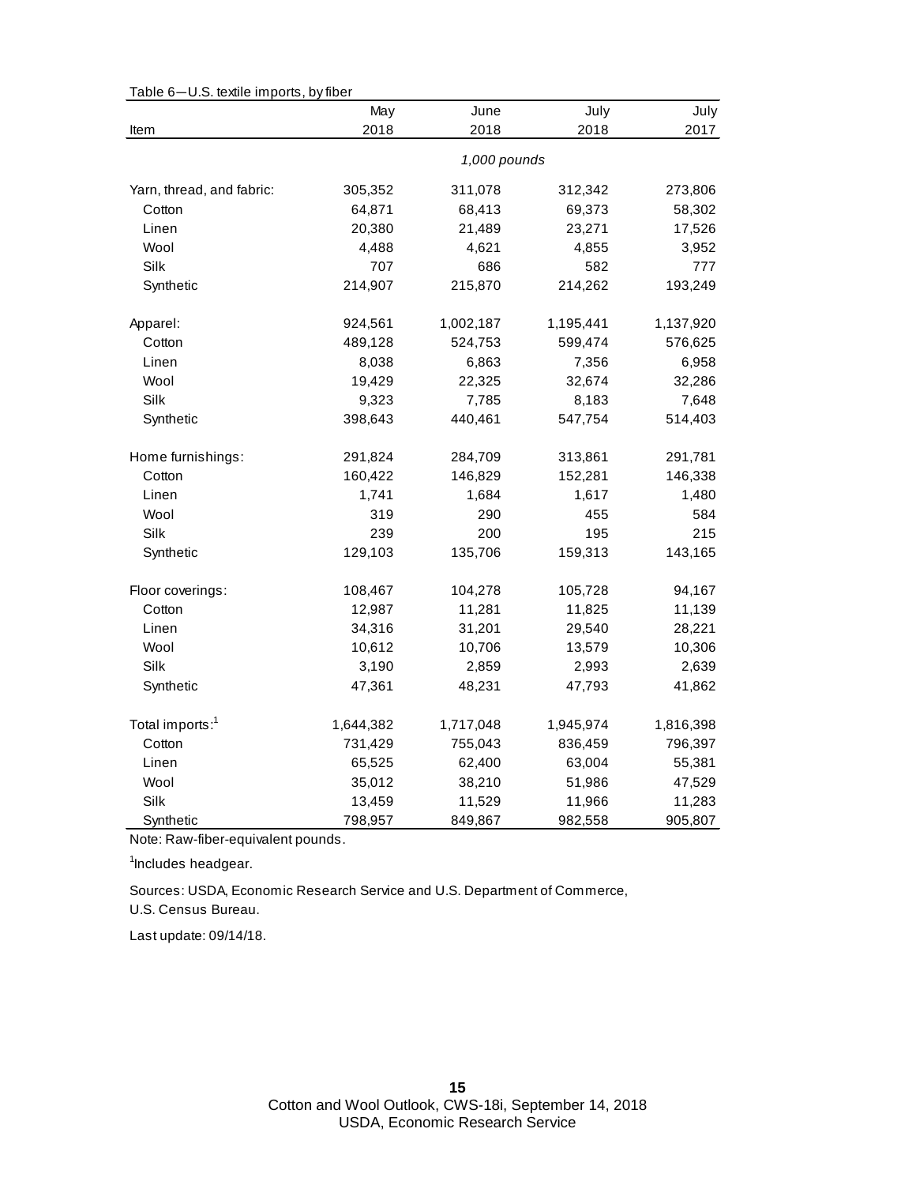Table 6—U.S. textile imports, by fiber

| Item | May 2018 | June 2018 | July 2018 | July 2017 |
|---|---|---|---|---|
| | *1,000 pounds* | | | |
| Yarn, thread, and fabric: | 305,352 | 311,078 | 312,342 | 273,806 |
| Cotton | 64,871 | 68,413 | 69,373 | 58,302 |
| Linen | 20,380 | 21,489 | 23,271 | 17,526 |
| Wool | 4,488 | 4,621 | 4,855 | 3,952 |
| Silk | 707 | 686 | 582 | 777 |
| Synthetic | 214,907 | 215,870 | 214,262 | 193,249 |
| Apparel: | 924,561 | 1,002,187 | 1,195,441 | 1,137,920 |
| Cotton | 489,128 | 524,753 | 599,474 | 576,625 |
| Linen | 8,038 | 6,863 | 7,356 | 6,958 |
| Wool | 19,429 | 22,325 | 32,674 | 32,286 |
| Silk | 9,323 | 7,785 | 8,183 | 7,648 |
| Synthetic | 398,643 | 440,461 | 547,754 | 514,403 |
| Home furnishings: | 291,824 | 284,709 | 313,861 | 291,781 |
| Cotton | 160,422 | 146,829 | 152,281 | 146,338 |
| Linen | 1,741 | 1,684 | 1,617 | 1,480 |
| Wool | 319 | 290 | 455 | 584 |
| Silk | 239 | 200 | 195 | 215 |
| Synthetic | 129,103 | 135,706 | 159,313 | 143,165 |
| Floor coverings: | 108,467 | 104,278 | 105,728 | 94,167 |
| Cotton | 12,987 | 11,281 | 11,825 | 11,139 |
| Linen | 34,316 | 31,201 | 29,540 | 28,221 |
| Wool | 10,612 | 10,706 | 13,579 | 10,306 |
| Silk | 3,190 | 2,859 | 2,993 | 2,639 |
| Synthetic | 47,361 | 48,231 | 47,793 | 41,862 |
| Total imports:[1] | 1,644,382 | 1,717,048 | 1,945,974 | 1,816,398 |
| Cotton | 731,429 | 755,043 | 836,459 | 796,397 |
| Linen | 65,525 | 62,400 | 63,004 | 55,381 |
| Wool | 35,012 | 38,210 | 51,986 | 47,529 |
| Silk | 13,459 | 11,529 | 11,966 | 11,283 |
| Synthetic | 798,957 | 849,867 | 982,558 | 905,807 |

Note: Raw-fiber-equivalent pounds.

[1]Includes headgear.

Sources: USDA, Economic Research Service and U.S. Department of Commerce, U.S. Census Bureau.

Last update: 09/14/18.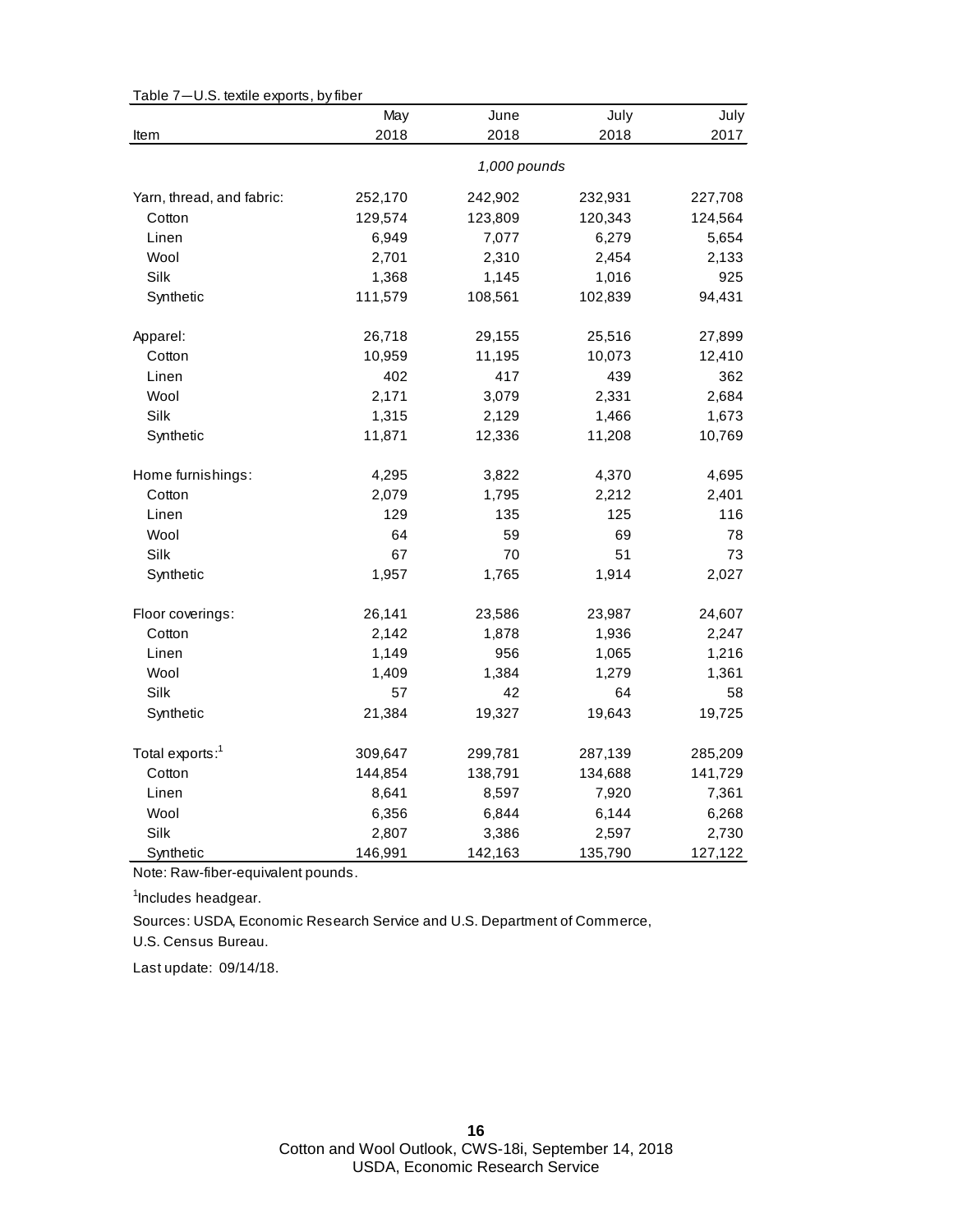Table 7—U.S. textile exports, by fiber

| Item | May 2018 | June 2018 | July 2018 | July 2017 |
|---|---|---|---|---|
| | | *1,000 pounds* | | |
| Yarn, thread, and fabric: | 252,170 | 242,902 | 232,931 | 227,708 |
| Cotton | 129,574 | 123,809 | 120,343 | 124,564 |
| Linen | 6,949 | 7,077 | 6,279 | 5,654 |
| Wool | 2,701 | 2,310 | 2,454 | 2,133 |
| Silk | 1,368 | 1,145 | 1,016 | 925 |
| Synthetic | 111,579 | 108,561 | 102,839 | 94,431 |
| Apparel: | 26,718 | 29,155 | 25,516 | 27,899 |
| Cotton | 10,959 | 11,195 | 10,073 | 12,410 |
| Linen | 402 | 417 | 439 | 362 |
| Wool | 2,171 | 3,079 | 2,331 | 2,684 |
| Silk | 1,315 | 2,129 | 1,466 | 1,673 |
| Synthetic | 11,871 | 12,336 | 11,208 | 10,769 |
| Home furnishings: | 4,295 | 3,822 | 4,370 | 4,695 |
| Cotton | 2,079 | 1,795 | 2,212 | 2,401 |
| Linen | 129 | 135 | 125 | 116 |
| Wool | 64 | 59 | 69 | 78 |
| Silk | 67 | 70 | 51 | 73 |
| Synthetic | 1,957 | 1,765 | 1,914 | 2,027 |
| Floor coverings: | 26,141 | 23,586 | 23,987 | 24,607 |
| Cotton | 2,142 | 1,878 | 1,936 | 2,247 |
| Linen | 1,149 | 956 | 1,065 | 1,216 |
| Wool | 1,409 | 1,384 | 1,279 | 1,361 |
| Silk | 57 | 42 | 64 | 58 |
| Synthetic | 21,384 | 19,327 | 19,643 | 19,725 |
| Total exports:[1] | 309,647 | 299,781 | 287,139 | 285,209 |
| Cotton | 144,854 | 138,791 | 134,688 | 141,729 |
| Linen | 8,641 | 8,597 | 7,920 | 7,361 |
| Wool | 6,356 | 6,844 | 6,144 | 6,268 |
| Silk | 2,807 | 3,386 | 2,597 | 2,730 |
| Synthetic | 146,991 | 142,163 | 135,790 | 127,122 |

Note: Raw-fiber-equivalent pounds.

[1]Includes headgear.

Sources: USDA, Economic Research Service and U.S. Department of Commerce, U.S. Census Bureau.

Last update: 09/14/18.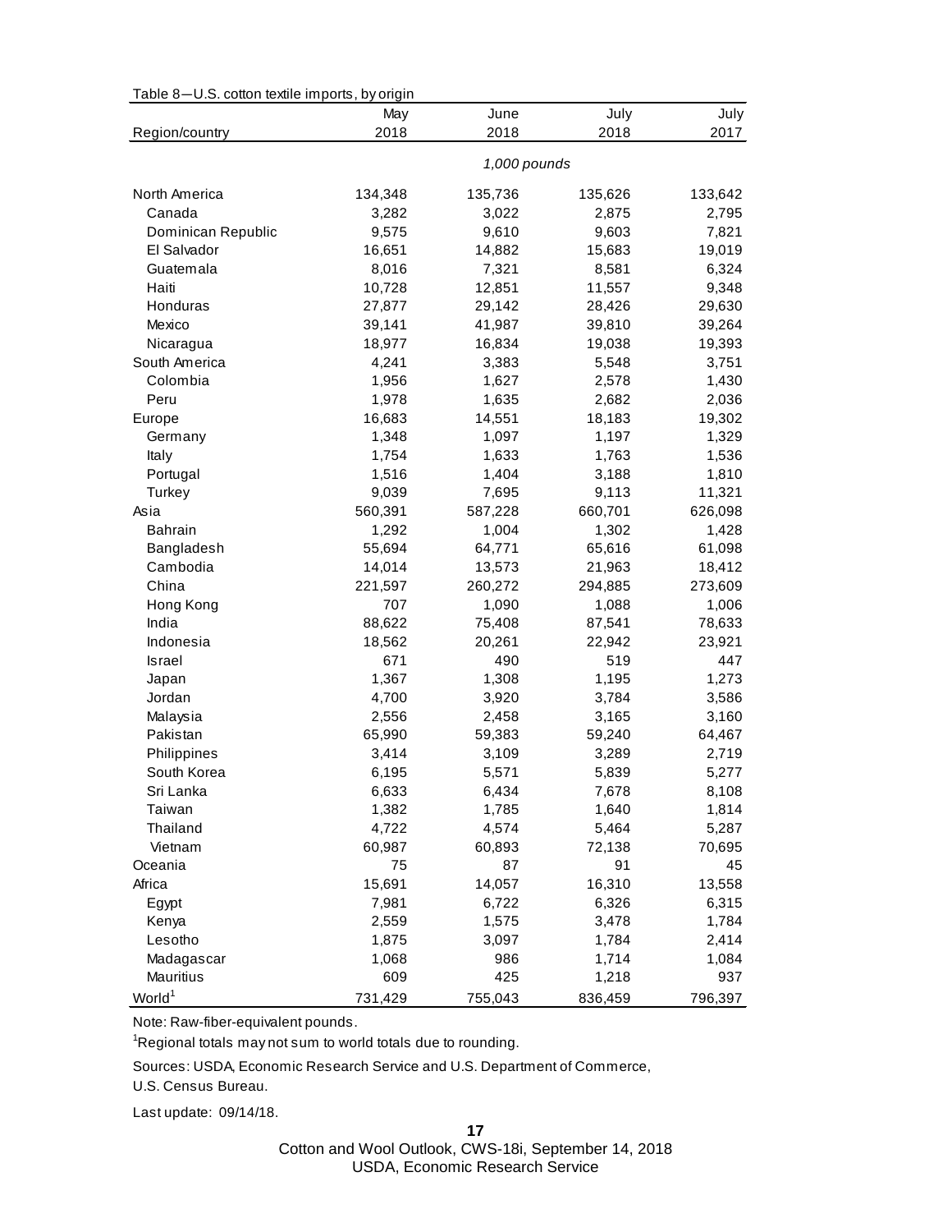Table 8—U.S. cotton textile imports, by origin

| Region/country | May 2018 | June 2018 | July 2018 | July 2017 |
|---|---|---|---|---|
| | *1,000 pounds* | | | |
| North America | 134,348 | 135,736 | 135,626 | 133,642 |
| Canada | 3,282 | 3,022 | 2,875 | 2,795 |
| Dominican Republic | 9,575 | 9,610 | 9,603 | 7,821 |
| El Salvador | 16,651 | 14,882 | 15,683 | 19,019 |
| Guatemala | 8,016 | 7,321 | 8,581 | 6,324 |
| Haiti | 10,728 | 12,851 | 11,557 | 9,348 |
| Honduras | 27,877 | 29,142 | 28,426 | 29,630 |
| Mexico | 39,141 | 41,987 | 39,810 | 39,264 |
| Nicaragua | 18,977 | 16,834 | 19,038 | 19,393 |
| South America | 4,241 | 3,383 | 5,548 | 3,751 |
| Colombia | 1,956 | 1,627 | 2,578 | 1,430 |
| Peru | 1,978 | 1,635 | 2,682 | 2,036 |
| Europe | 16,683 | 14,551 | 18,183 | 19,302 |
| Germany | 1,348 | 1,097 | 1,197 | 1,329 |
| Italy | 1,754 | 1,633 | 1,763 | 1,536 |
| Portugal | 1,516 | 1,404 | 3,188 | 1,810 |
| Turkey | 9,039 | 7,695 | 9,113 | 11,321 |
| Asia | 560,391 | 587,228 | 660,701 | 626,098 |
| Bahrain | 1,292 | 1,004 | 1,302 | 1,428 |
| Bangladesh | 55,694 | 64,771 | 65,616 | 61,098 |
| Cambodia | 14,014 | 13,573 | 21,963 | 18,412 |
| China | 221,597 | 260,272 | 294,885 | 273,609 |
| Hong Kong | 707 | 1,090 | 1,088 | 1,006 |
| India | 88,622 | 75,408 | 87,541 | 78,633 |
| Indonesia | 18,562 | 20,261 | 22,942 | 23,921 |
| Israel | 671 | 490 | 519 | 447 |
| Japan | 1,367 | 1,308 | 1,195 | 1,273 |
| Jordan | 4,700 | 3,920 | 3,784 | 3,586 |
| Malaysia | 2,556 | 2,458 | 3,165 | 3,160 |
| Pakistan | 65,990 | 59,383 | 59,240 | 64,467 |
| Philippines | 3,414 | 3,109 | 3,289 | 2,719 |
| South Korea | 6,195 | 5,571 | 5,839 | 5,277 |
| Sri Lanka | 6,633 | 6,434 | 7,678 | 8,108 |
| Taiwan | 1,382 | 1,785 | 1,640 | 1,814 |
| Thailand | 4,722 | 4,574 | 5,464 | 5,287 |
| Vietnam | 60,987 | 60,893 | 72,138 | 70,695 |
| Oceania | 75 | 87 | 91 | 45 |
| Africa | 15,691 | 14,057 | 16,310 | 13,558 |
| Egypt | 7,981 | 6,722 | 6,326 | 6,315 |
| Kenya | 2,559 | 1,575 | 3,478 | 1,784 |
| Lesotho | 1,875 | 3,097 | 1,784 | 2,414 |
| Madagascar | 1,068 | 986 | 1,714 | 1,084 |
| Mauritius | 609 | 425 | 1,218 | 937 |
| World[1] | 731,429 | 755,043 | 836,459 | 796,397 |

Note: Raw-fiber-equivalent pounds.

[1]Regional totals may not sum to world totals due to rounding.

Sources: USDA, Economic Research Service and U.S. Department of Commerce, U.S. Census Bureau.

Last update: 09/14/18.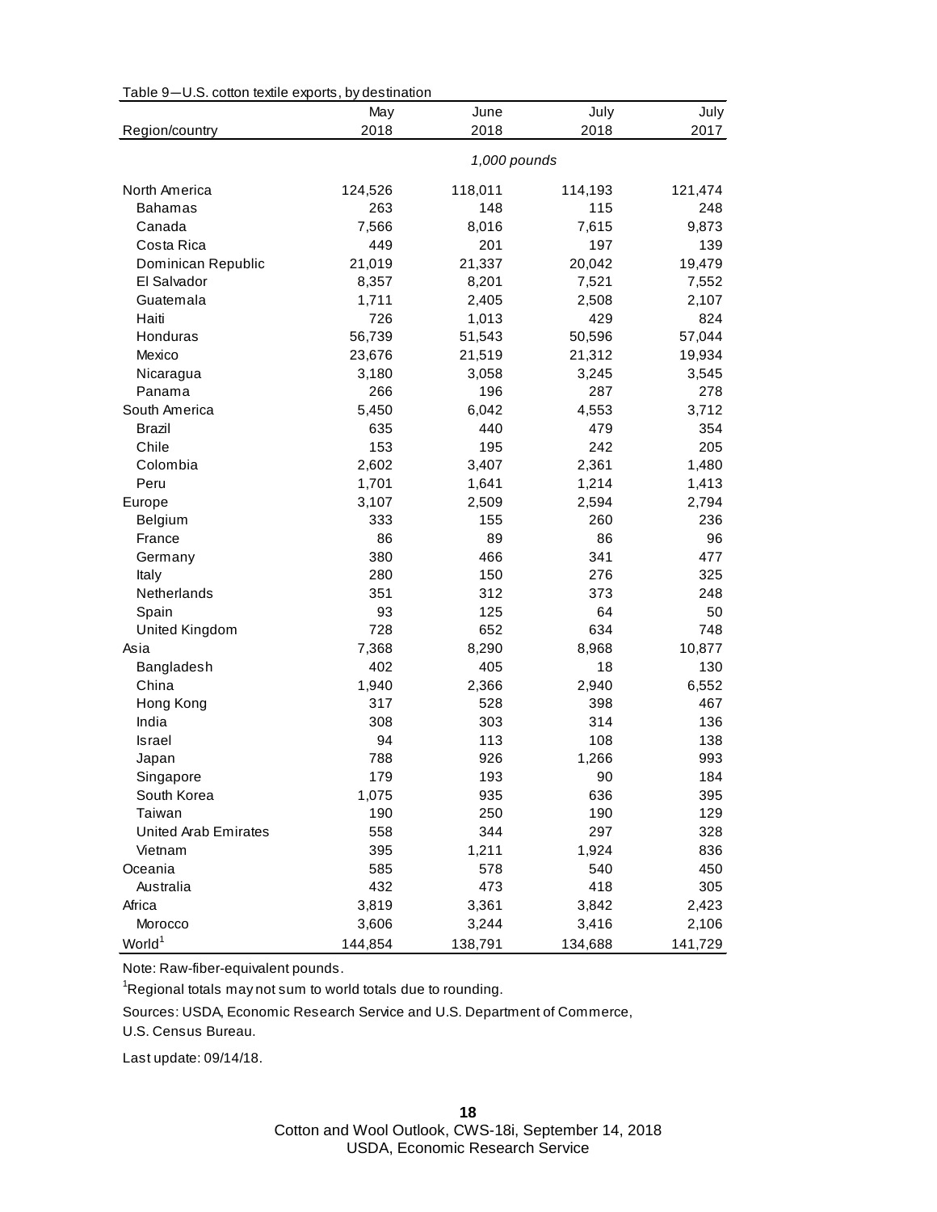Table 9—U.S. cotton textile exports, by destination

| Region/country | May 2018 | June 2018 | July 2018 | July 2017 |
|---|---|---|---|---|
| | *1,000 pounds* | | | |
| North America | 124,526 | 118,011 | 114,193 | 121,474 |
| Bahamas | 263 | 148 | 115 | 248 |
| Canada | 7,566 | 8,016 | 7,615 | 9,873 |
| Costa Rica | 449 | 201 | 197 | 139 |
| Dominican Republic | 21,019 | 21,337 | 20,042 | 19,479 |
| El Salvador | 8,357 | 8,201 | 7,521 | 7,552 |
| Guatemala | 1,711 | 2,405 | 2,508 | 2,107 |
| Haiti | 726 | 1,013 | 429 | 824 |
| Honduras | 56,739 | 51,543 | 50,596 | 57,044 |
| Mexico | 23,676 | 21,519 | 21,312 | 19,934 |
| Nicaragua | 3,180 | 3,058 | 3,245 | 3,545 |
| Panama | 266 | 196 | 287 | 278 |
| South America | 5,450 | 6,042 | 4,553 | 3,712 |
| Brazil | 635 | 440 | 479 | 354 |
| Chile | 153 | 195 | 242 | 205 |
| Colombia | 2,602 | 3,407 | 2,361 | 1,480 |
| Peru | 1,701 | 1,641 | 1,214 | 1,413 |
| Europe | 3,107 | 2,509 | 2,594 | 2,794 |
| Belgium | 333 | 155 | 260 | 236 |
| France | 86 | 89 | 86 | 96 |
| Germany | 380 | 466 | 341 | 477 |
| Italy | 280 | 150 | 276 | 325 |
| Netherlands | 351 | 312 | 373 | 248 |
| Spain | 93 | 125 | 64 | 50 |
| United Kingdom | 728 | 652 | 634 | 748 |
| Asia | 7,368 | 8,290 | 8,968 | 10,877 |
| Bangladesh | 402 | 405 | 18 | 130 |
| China | 1,940 | 2,366 | 2,940 | 6,552 |
| Hong Kong | 317 | 528 | 398 | 467 |
| India | 308 | 303 | 314 | 136 |
| Israel | 94 | 113 | 108 | 138 |
| Japan | 788 | 926 | 1,266 | 993 |
| Singapore | 179 | 193 | 90 | 184 |
| South Korea | 1,075 | 935 | 636 | 395 |
| Taiwan | 190 | 250 | 190 | 129 |
| United Arab Emirates | 558 | 344 | 297 | 328 |
| Vietnam | 395 | 1,211 | 1,924 | 836 |
| Oceania | 585 | 578 | 540 | 450 |
| Australia | 432 | 473 | 418 | 305 |
| Africa | 3,819 | 3,361 | 3,842 | 2,423 |
| Morocco | 3,606 | 3,244 | 3,416 | 2,106 |
| World[1] | 144,854 | 138,791 | 134,688 | 141,729 |

Note: Raw-fiber-equivalent pounds.

[1]Regional totals may not sum to world totals due to rounding.

Sources: USDA, Economic Research Service and U.S. Department of Commerce, U.S. Census Bureau.

Last update: 09/14/18.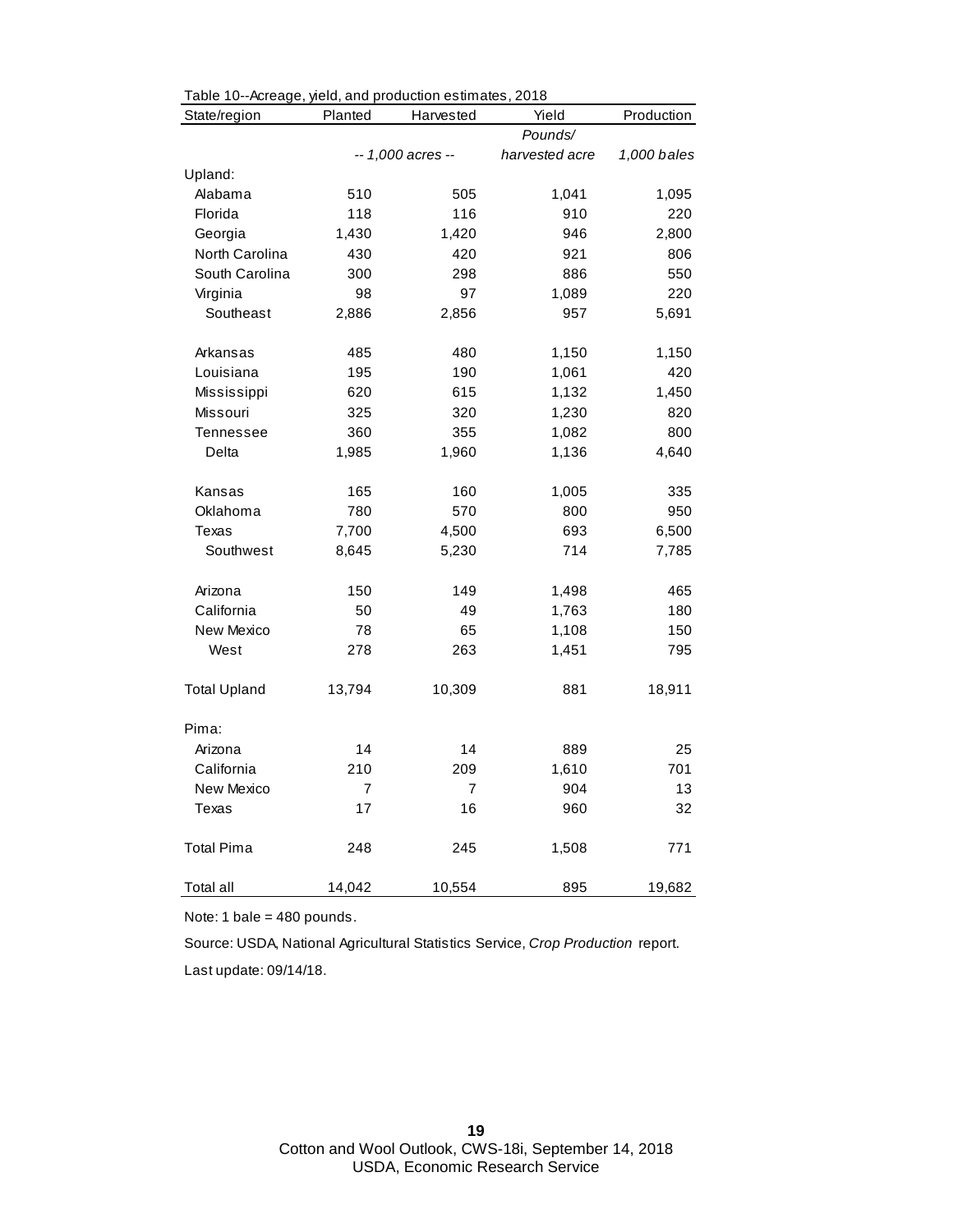Table 10--Acreage, yield, and production estimates, 2018

| State/region | Planted | Harvested | Yield | Production |
|---|---|---|---|---|
| | | | *Pounds/* | |
| | *-- 1,000 acres --* | | *harvested acre* | *1,000 bales* |
| Upland: | | | | |
| Alabama | 510 | 505 | 1,041 | 1,095 |
| Florida | 118 | 116 | 910 | 220 |
| Georgia | 1,430 | 1,420 | 946 | 2,800 |
| North Carolina | 430 | 420 | 921 | 806 |
| South Carolina | 300 | 298 | 886 | 550 |
| Virginia | 98 | 97 | 1,089 | 220 |
| Southeast | 2,886 | 2,856 | 957 | 5,691 |
| | | | | |
| Arkansas | 485 | 480 | 1,150 | 1,150 |
| Louisiana | 195 | 190 | 1,061 | 420 |
| Mississippi | 620 | 615 | 1,132 | 1,450 |
| Missouri | 325 | 320 | 1,230 | 820 |
| Tennessee | 360 | 355 | 1,082 | 800 |
| Delta | 1,985 | 1,960 | 1,136 | 4,640 |
| | | | | |
| Kansas | 165 | 160 | 1,005 | 335 |
| Oklahoma | 780 | 570 | 800 | 950 |
| Texas | 7,700 | 4,500 | 693 | 6,500 |
| Southwest | 8,645 | 5,230 | 714 | 7,785 |
| | | | | |
| Arizona | 150 | 149 | 1,498 | 465 |
| California | 50 | 49 | 1,763 | 180 |
| New Mexico | 78 | 65 | 1,108 | 150 |
| West | 278 | 263 | 1,451 | 795 |
| | | | | |
| Total Upland | 13,794 | 10,309 | 881 | 18,911 |
| | | | | |
| Pima: | | | | |
| Arizona | 14 | 14 | 889 | 25 |
| California | 210 | 209 | 1,610 | 701 |
| New Mexico | 7 | 7 | 904 | 13 |
| Texas | 17 | 16 | 960 | 32 |
| | | | | |
| Total Pima | 248 | 245 | 1,508 | 771 |
| | | | | |
| Total all | 14,042 | 10,554 | 895 | 19,682 |

Note: 1 bale = 480 pounds.

Source: USDA, National Agricultural Statistics Service, *Crop Production* report.

Last update: 09/14/18.